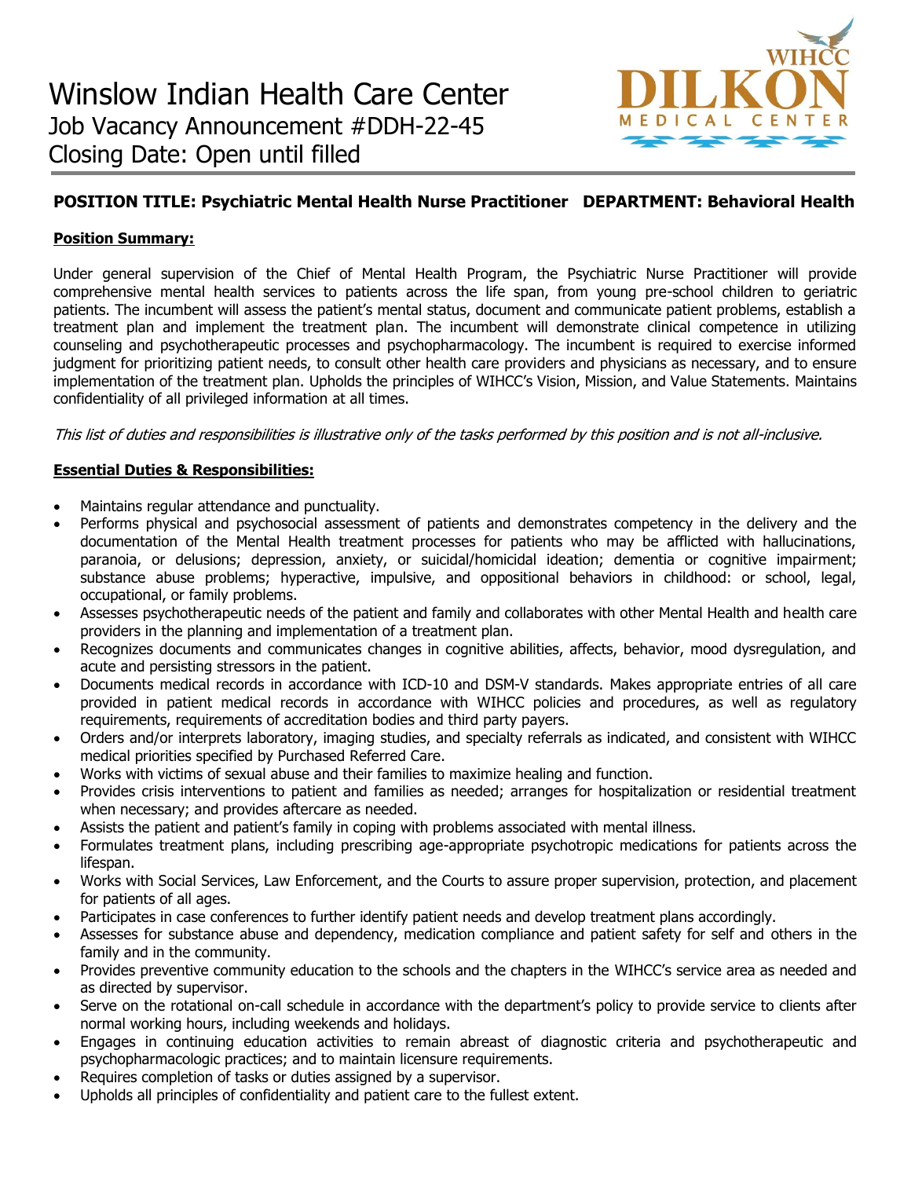# Winslow Indian Health Care Center

Job Vacancy Announcement #DDH-22-45

Closing Date: Open until filled

WIHCC DILKON MEDICAL CENTER

**POSITION TITLE: Psychiatric Mental Health Nurse Practitioner   DEPARTMENT: Behavioral Health**

**Position Summary:**

Under general supervision of the Chief of Mental Health Program, the Psychiatric Nurse Practitioner will provide comprehensive mental health services to patients across the life span, from young pre-school children to geriatric patients. The incumbent will assess the patient's mental status, document and communicate patient problems, establish a treatment plan and implement the treatment plan. The incumbent will demonstrate clinical competence in utilizing counseling and psychotherapeutic processes and psychopharmacology. The incumbent is required to exercise informed judgment for prioritizing patient needs, to consult other health care providers and physicians as necessary, and to ensure implementation of the treatment plan. Upholds the principles of WIHCC's Vision, Mission, and Value Statements. Maintains confidentiality of all privileged information at all times.

*This list of duties and responsibilities is illustrative only of the tasks performed by this position and is not all-inclusive.*

**Essential Duties & Responsibilities:**

- Maintains regular attendance and punctuality.
- Performs physical and psychosocial assessment of patients and demonstrates competency in the delivery and the documentation of the Mental Health treatment processes for patients who may be afflicted with hallucinations, paranoia, or delusions; depression, anxiety, or suicidal/homicidal ideation; dementia or cognitive impairment; substance abuse problems; hyperactive, impulsive, and oppositional behaviors in childhood: or school, legal, occupational, or family problems.
- Assesses psychotherapeutic needs of the patient and family and collaborates with other Mental Health and health care providers in the planning and implementation of a treatment plan.
- Recognizes documents and communicates changes in cognitive abilities, affects, behavior, mood dysregulation, and acute and persisting stressors in the patient.
- Documents medical records in accordance with ICD-10 and DSM-V standards. Makes appropriate entries of all care provided in patient medical records in accordance with WIHCC policies and procedures, as well as regulatory requirements, requirements of accreditation bodies and third party payers.
- Orders and/or interprets laboratory, imaging studies, and specialty referrals as indicated, and consistent with WIHCC medical priorities specified by Purchased Referred Care.
- Works with victims of sexual abuse and their families to maximize healing and function.
- Provides crisis interventions to patient and families as needed; arranges for hospitalization or residential treatment when necessary; and provides aftercare as needed.
- Assists the patient and patient's family in coping with problems associated with mental illness.
- Formulates treatment plans, including prescribing age-appropriate psychotropic medications for patients across the lifespan.
- Works with Social Services, Law Enforcement, and the Courts to assure proper supervision, protection, and placement for patients of all ages.
- Participates in case conferences to further identify patient needs and develop treatment plans accordingly.
- Assesses for substance abuse and dependency, medication compliance and patient safety for self and others in the family and in the community.
- Provides preventive community education to the schools and the chapters in the WIHCC's service area as needed and as directed by supervisor.
- Serve on the rotational on-call schedule in accordance with the department's policy to provide service to clients after normal working hours, including weekends and holidays.
- Engages in continuing education activities to remain abreast of diagnostic criteria and psychotherapeutic and psychopharmacologic practices; and to maintain licensure requirements.
- Requires completion of tasks or duties assigned by a supervisor.
- Upholds all principles of confidentiality and patient care to the fullest extent.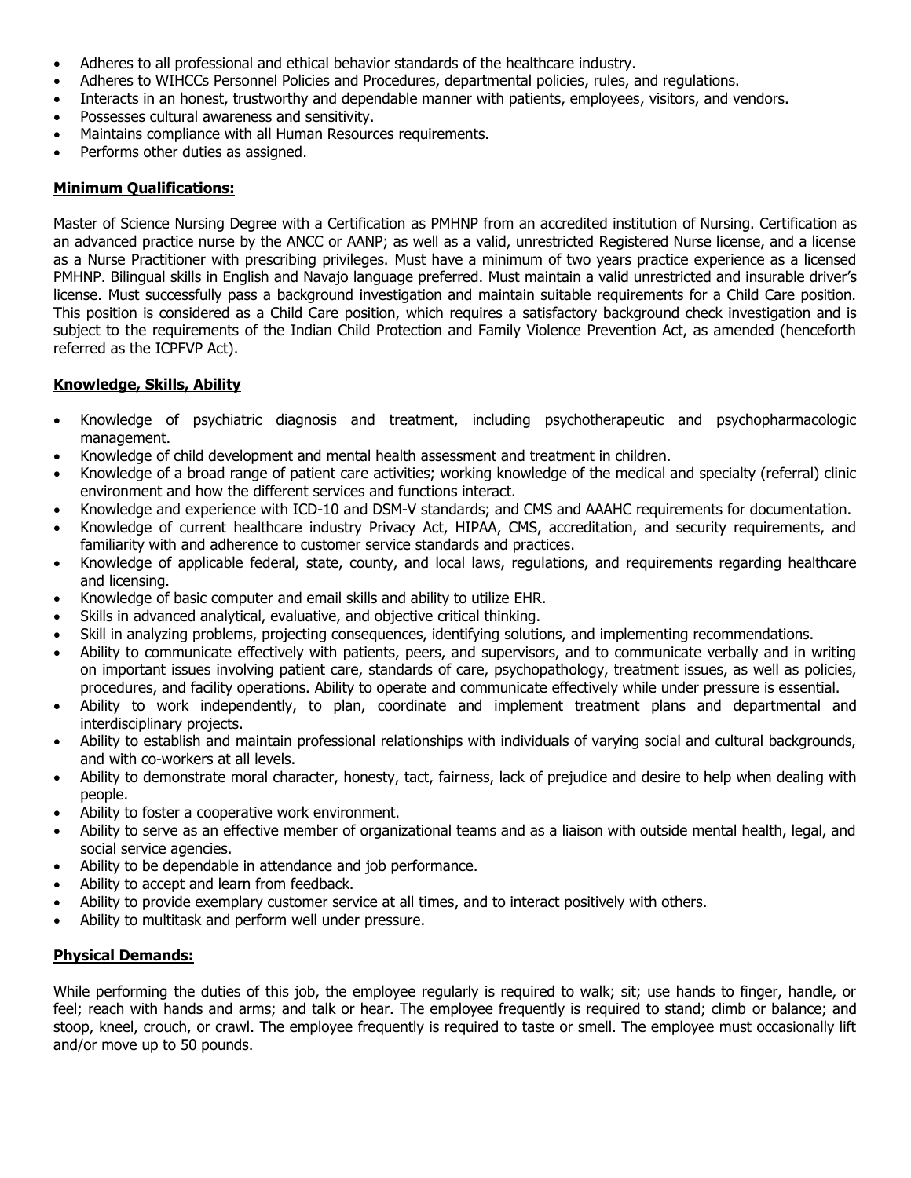- Adheres to all professional and ethical behavior standards of the healthcare industry.
- Adheres to WIHCCs Personnel Policies and Procedures, departmental policies, rules, and regulations.
- Interacts in an honest, trustworthy and dependable manner with patients, employees, visitors, and vendors.
- Possesses cultural awareness and sensitivity.
- Maintains compliance with all Human Resources requirements.
- Performs other duties as assigned.

**Minimum Qualifications:**

Master of Science Nursing Degree with a Certification as PMHNP from an accredited institution of Nursing. Certification as an advanced practice nurse by the ANCC or AANP; as well as a valid, unrestricted Registered Nurse license, and a license as a Nurse Practitioner with prescribing privileges. Must have a minimum of two years practice experience as a licensed PMHNP. Bilingual skills in English and Navajo language preferred. Must maintain a valid unrestricted and insurable driver's license. Must successfully pass a background investigation and maintain suitable requirements for a Child Care position. This position is considered as a Child Care position, which requires a satisfactory background check investigation and is subject to the requirements of the Indian Child Protection and Family Violence Prevention Act, as amended (henceforth referred as the ICPFVP Act).

**Knowledge, Skills, Ability**

- Knowledge of psychiatric diagnosis and treatment, including psychotherapeutic and psychopharmacologic management.
- Knowledge of child development and mental health assessment and treatment in children.
- Knowledge of a broad range of patient care activities; working knowledge of the medical and specialty (referral) clinic environment and how the different services and functions interact.
- Knowledge and experience with ICD-10 and DSM-V standards; and CMS and AAAHC requirements for documentation.
- Knowledge of current healthcare industry Privacy Act, HIPAA, CMS, accreditation, and security requirements, and familiarity with and adherence to customer service standards and practices.
- Knowledge of applicable federal, state, county, and local laws, regulations, and requirements regarding healthcare and licensing.
- Knowledge of basic computer and email skills and ability to utilize EHR.
- Skills in advanced analytical, evaluative, and objective critical thinking.
- Skill in analyzing problems, projecting consequences, identifying solutions, and implementing recommendations.
- Ability to communicate effectively with patients, peers, and supervisors, and to communicate verbally and in writing on important issues involving patient care, standards of care, psychopathology, treatment issues, as well as policies, procedures, and facility operations. Ability to operate and communicate effectively while under pressure is essential.
- Ability to work independently, to plan, coordinate and implement treatment plans and departmental and interdisciplinary projects.
- Ability to establish and maintain professional relationships with individuals of varying social and cultural backgrounds, and with co-workers at all levels.
- Ability to demonstrate moral character, honesty, tact, fairness, lack of prejudice and desire to help when dealing with people.
- Ability to foster a cooperative work environment.
- Ability to serve as an effective member of organizational teams and as a liaison with outside mental health, legal, and social service agencies.
- Ability to be dependable in attendance and job performance.
- Ability to accept and learn from feedback.
- Ability to provide exemplary customer service at all times, and to interact positively with others.
- Ability to multitask and perform well under pressure.

**Physical Demands:**

While performing the duties of this job, the employee regularly is required to walk; sit; use hands to finger, handle, or feel; reach with hands and arms; and talk or hear. The employee frequently is required to stand; climb or balance; and stoop, kneel, crouch, or crawl. The employee frequently is required to taste or smell. The employee must occasionally lift and/or move up to 50 pounds.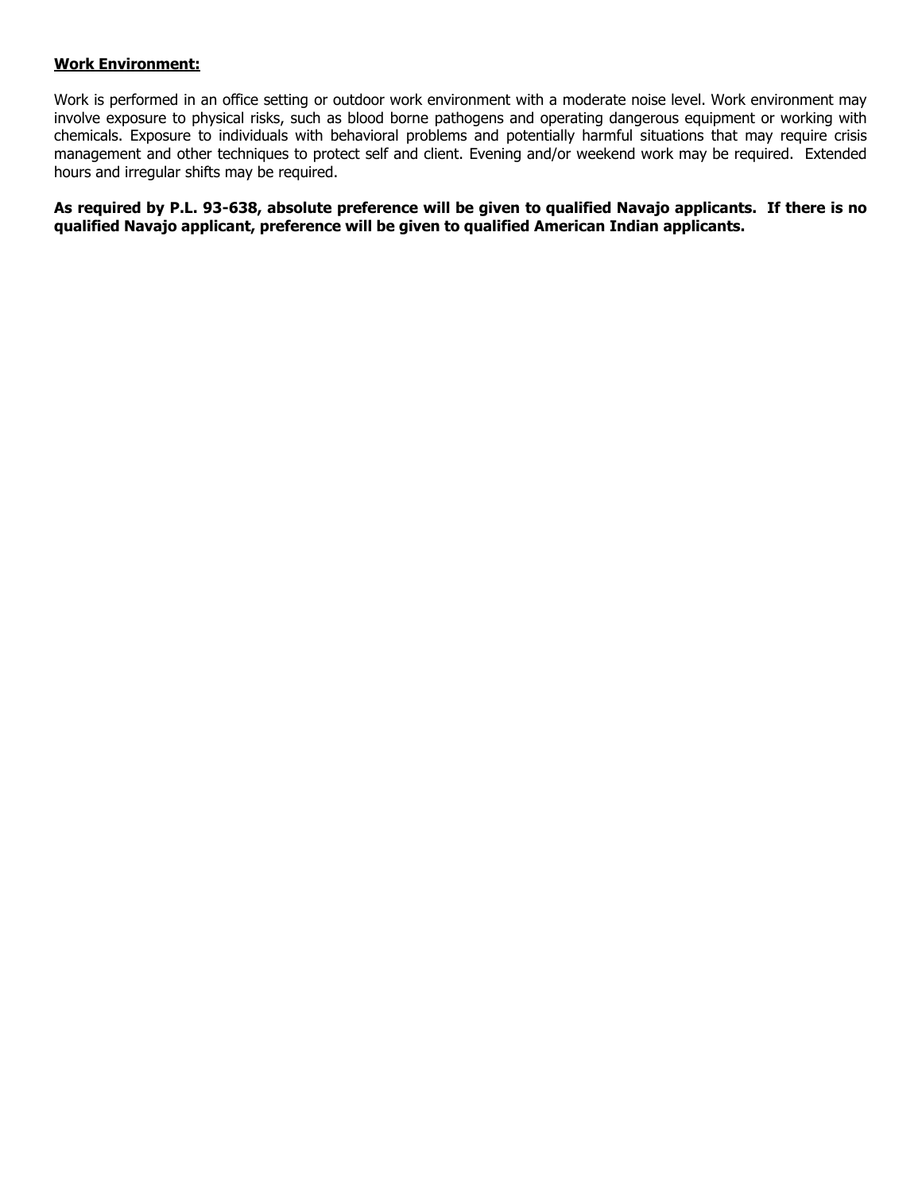**<u>Work Environment:</u>**

Work is performed in an office setting or outdoor work environment with a moderate noise level. Work environment may involve exposure to physical risks, such as blood borne pathogens and operating dangerous equipment or working with chemicals. Exposure to individuals with behavioral problems and potentially harmful situations that may require crisis management and other techniques to protect self and client. Evening and/or weekend work may be required. Extended hours and irregular shifts may be required.

**As required by P.L. 93-638, absolute preference will be given to qualified Navajo applicants. If there is no qualified Navajo applicant, preference will be given to qualified American Indian applicants.**